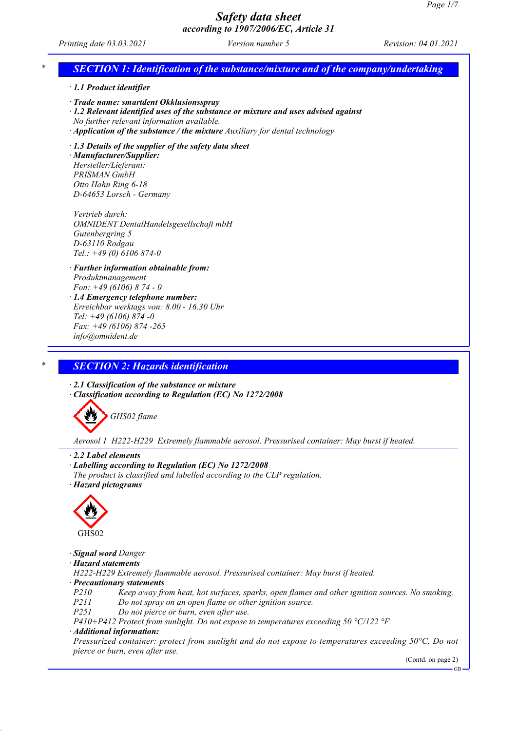# Safety data sheet
## according to 1907/2006/EC, Article 31

Printing date 03.03.2021 | Version number 5 | Revision: 04.01.2021

## SECTION 1: Identification of the substance/mixture and of the company/undertaking

· **1.1 Product identifier**

· **Trade name: smartdent Okklusionsspray**

· **1.2 Relevant identified uses of the substance or mixture and uses advised against**
No further relevant information available.

· **Application of the substance / the mixture** Auxiliary for dental technology

· **1.3 Details of the supplier of the safety data sheet**

· **Manufacturer/Supplier:**
Hersteller/Lieferant:
PRISMAN GmbH
Otto Hahn Ring 6-18
D-64653 Lorsch - Germany

Vertrieb durch:
OMNIDENT DentalHandelsgesellschaft mbH
Gutenbergring 5
D-63110 Rodgau
Tel.: +49 (0) 6106 874-0

· **Further information obtainable from:**
Produktmanagement
Fon: +49 (6106) 8 74 - 0

· **1.4 Emergency telephone number:**
Erreichbar werktags von: 8.00 - 16.30 Uhr
Tel: +49 (6106) 874 -0
Fax: +49 (6106) 874 -265
info@omnident.de

## SECTION 2: Hazards identification

· **2.1 Classification of the substance or mixture**

· **Classification according to Regulation (EC) No 1272/2008**

GHS02 flame

Aerosol 1 H222-H229 Extremely flammable aerosol. Pressurised container: May burst if heated.

· **2.2 Label elements**

· **Labelling according to Regulation (EC) No 1272/2008**
The product is classified and labelled according to the CLP regulation.

· **Hazard pictograms**

GHS02

· **Signal word** Danger

· **Hazard statements**
H222-H229 Extremely flammable aerosol. Pressurised container: May burst if heated.

· **Precautionary statements**

P210 Keep away from heat, hot surfaces, sparks, open flames and other ignition sources. No smoking.
P211 Do not spray on an open flame or other ignition source.
P251 Do not pierce or burn, even after use.
P410+P412 Protect from sunlight. Do not expose to temperatures exceeding 50 °C/122 °F.

· **Additional information:**
Pressurized container: protect from sunlight and do not expose to temperatures exceeding 50°C. Do not pierce or burn, even after use.

(Contd. on page 2)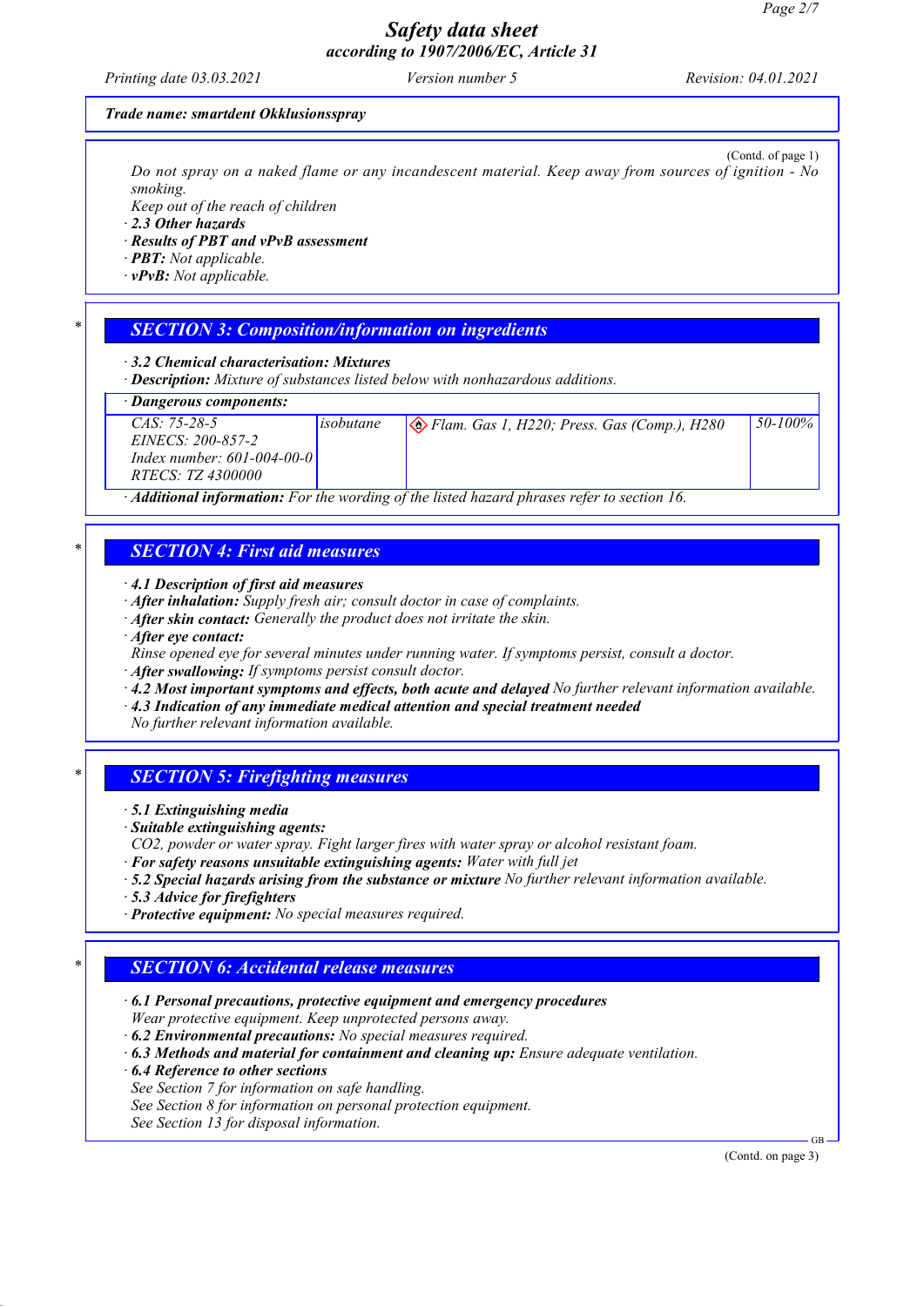Trade name: smartdent Okklusionsspray

(Contd. of page 1)

Do not spray on a naked flame or any incandescent material. Keep away from sources of ignition - No smoking.
Keep out of the reach of children
· **2.3 Other hazards**
· **Results of PBT and vPvB assessment**
· **PBT:** Not applicable.
· **vPvB:** Not applicable.

## SECTION 3: Composition/information on ingredients

· **3.2 Chemical characterisation: Mixtures**
· **Description:** Mixture of substances listed below with nonhazardous additions.

| · Dangerous components: | | | |
|---|---|---|---|
| CAS: 75-28-5<br>EINECS: 200-857-2<br>Index number: 601-004-00-0<br>RTECS: TZ 4300000 | isobutane | Flam. Gas 1, H220; Press. Gas (Comp.), H280 | 50-100% |

· **Additional information:** For the wording of the listed hazard phrases refer to section 16.

## SECTION 4: First aid measures

· **4.1 Description of first aid measures**
· **After inhalation:** Supply fresh air; consult doctor in case of complaints.
· **After skin contact:** Generally the product does not irritate the skin.
· **After eye contact:**
Rinse opened eye for several minutes under running water. If symptoms persist, consult a doctor.
· **After swallowing:** If symptoms persist consult doctor.
· **4.2 Most important symptoms and effects, both acute and delayed** No further relevant information available.
· **4.3 Indication of any immediate medical attention and special treatment needed**
No further relevant information available.

## SECTION 5: Firefighting measures

· **5.1 Extinguishing media**
· **Suitable extinguishing agents:**
$CO_2$, powder or water spray. Fight larger fires with water spray or alcohol resistant foam.
· **For safety reasons unsuitable extinguishing agents:** Water with full jet
· **5.2 Special hazards arising from the substance or mixture** No further relevant information available.
· **5.3 Advice for firefighters**
· **Protective equipment:** No special measures required.

## SECTION 6: Accidental release measures

· **6.1 Personal precautions, protective equipment and emergency procedures**
Wear protective equipment. Keep unprotected persons away.
· **6.2 Environmental precautions:** No special measures required.
· **6.3 Methods and material for containment and cleaning up:** Ensure adequate ventilation.
· **6.4 Reference to other sections**
See Section 7 for information on safe handling.
See Section 8 for information on personal protection equipment.
See Section 13 for disposal information.

(Contd. on page 3)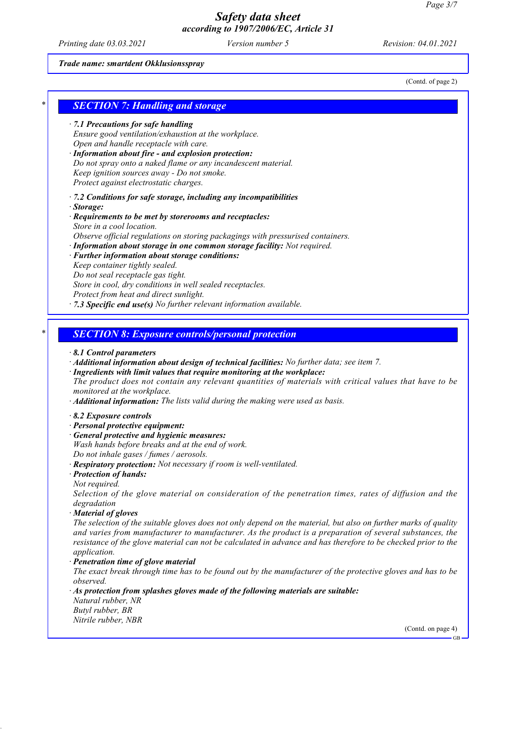*Trade name: smartdent Okklusionsspray*

(Contd. of page 2)

## * SECTION 7: Handling and storage

· **7.1 Precautions for safe handling**
Ensure good ventilation/exhaustion at the workplace.
Open and handle receptacle with care.
· **Information about fire - and explosion protection:**
Do not spray onto a naked flame or any incandescent material.
Keep ignition sources away - Do not smoke.
Protect against electrostatic charges.

· **7.2 Conditions for safe storage, including any incompatibilities**
· **Storage:**
· **Requirements to be met by storerooms and receptacles:**
Store in a cool location.
Observe official regulations on storing packagings with pressurised containers.
· **Information about storage in one common storage facility:** Not required.
· **Further information about storage conditions:**
Keep container tightly sealed.
Do not seal receptacle gas tight.
Store in cool, dry conditions in well sealed receptacles.
Protect from heat and direct sunlight.
· **7.3 Specific end use(s)** No further relevant information available.

## * SECTION 8: Exposure controls/personal protection

· **8.1 Control parameters**
· **Additional information about design of technical facilities:** No further data; see item 7.
· **Ingredients with limit values that require monitoring at the workplace:**
The product does not contain any relevant quantities of materials with critical values that have to be monitored at the workplace.
· **Additional information:** The lists valid during the making were used as basis.

· **8.2 Exposure controls**
· **Personal protective equipment:**
· **General protective and hygienic measures:**
Wash hands before breaks and at the end of work.
Do not inhale gases / fumes / aerosols.
· **Respiratory protection:** Not necessary if room is well-ventilated.
· **Protection of hands:**
Not required.
Selection of the glove material on consideration of the penetration times, rates of diffusion and the degradation
· **Material of gloves**
The selection of the suitable gloves does not only depend on the material, but also on further marks of quality and varies from manufacturer to manufacturer. As the product is a preparation of several substances, the resistance of the glove material can not be calculated in advance and has therefore to be checked prior to the application.
· **Penetration time of glove material**
The exact break through time has to be found out by the manufacturer of the protective gloves and has to be observed.
· **As protection from splashes gloves made of the following materials are suitable:**
Natural rubber, NR
Butyl rubber, BR
Nitrile rubber, NBR

(Contd. on page 4)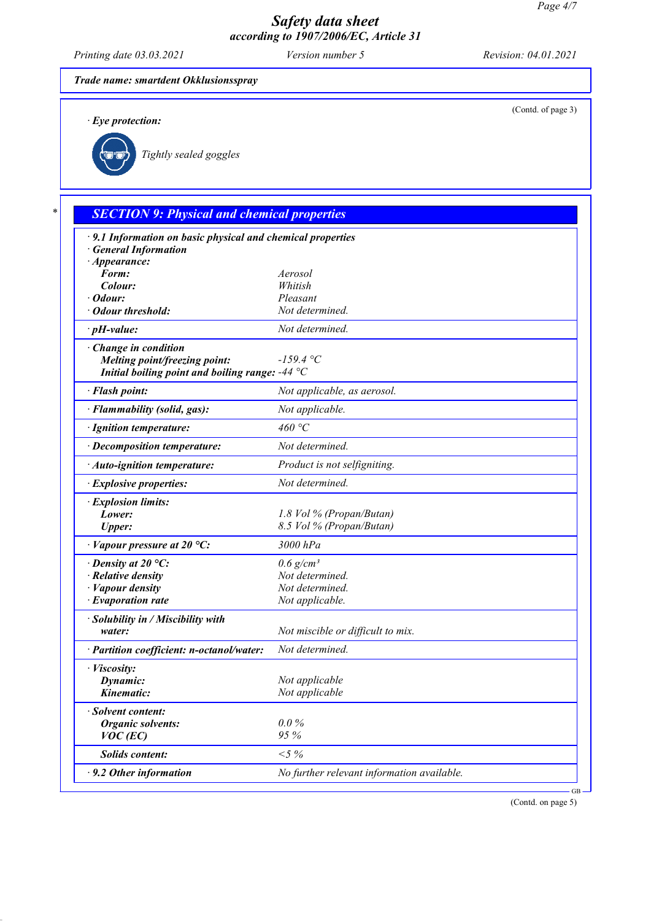**Trade name: smartdent Okklusionsspray**

(Contd. of page 3)

· **Eye protection:**

Tightly sealed goggles

## SECTION 9: Physical and chemical properties

| | |
|---|---|
| · **9.1 Information on basic physical and chemical properties** | |
| · **General Information** | |
| · **Appearance:** | |
| **Form:** | Aerosol |
| **Colour:** | Whitish |
| · **Odour:** | Pleasant |
| · **Odour threshold:** | Not determined. |
| · **pH-value:** | Not determined. |
| · **Change in condition** | |
| **Melting point/freezing point:** | -159.4 °C |
| **Initial boiling point and boiling range:** | -44 °C |
| · **Flash point:** | Not applicable, as aerosol. |
| · **Flammability (solid, gas):** | Not applicable. |
| · **Ignition temperature:** | 460 °C |
| · **Decomposition temperature:** | Not determined. |
| · **Auto-ignition temperature:** | Product is not selfigniting. |
| · **Explosive properties:** | Not determined. |
| · **Explosion limits:** | |
| **Lower:** | 1.8 Vol % (Propan/Butan) |
| **Upper:** | 8.5 Vol % (Propan/Butan) |
| · **Vapour pressure at 20 °C:** | 3000 hPa |
| · **Density at 20 °C:** | 0.6 g/cm³ |
| · **Relative density** | Not determined. |
| · **Vapour density** | Not determined. |
| · **Evaporation rate** | Not applicable. |
| · **Solubility in / Miscibility with** | |
| **water:** | Not miscible or difficult to mix. |
| · **Partition coefficient: n-octanol/water:** | Not determined. |
| · **Viscosity:** | |
| **Dynamic:** | Not applicable |
| **Kinematic:** | Not applicable |
| · **Solvent content:** | |
| **Organic solvents:** | 0.0 % |
| **VOC (EC)** | 95 % |
| **Solids content:** | <5 % |
| · **9.2 Other information** | No further relevant information available. |

(Contd. on page 5)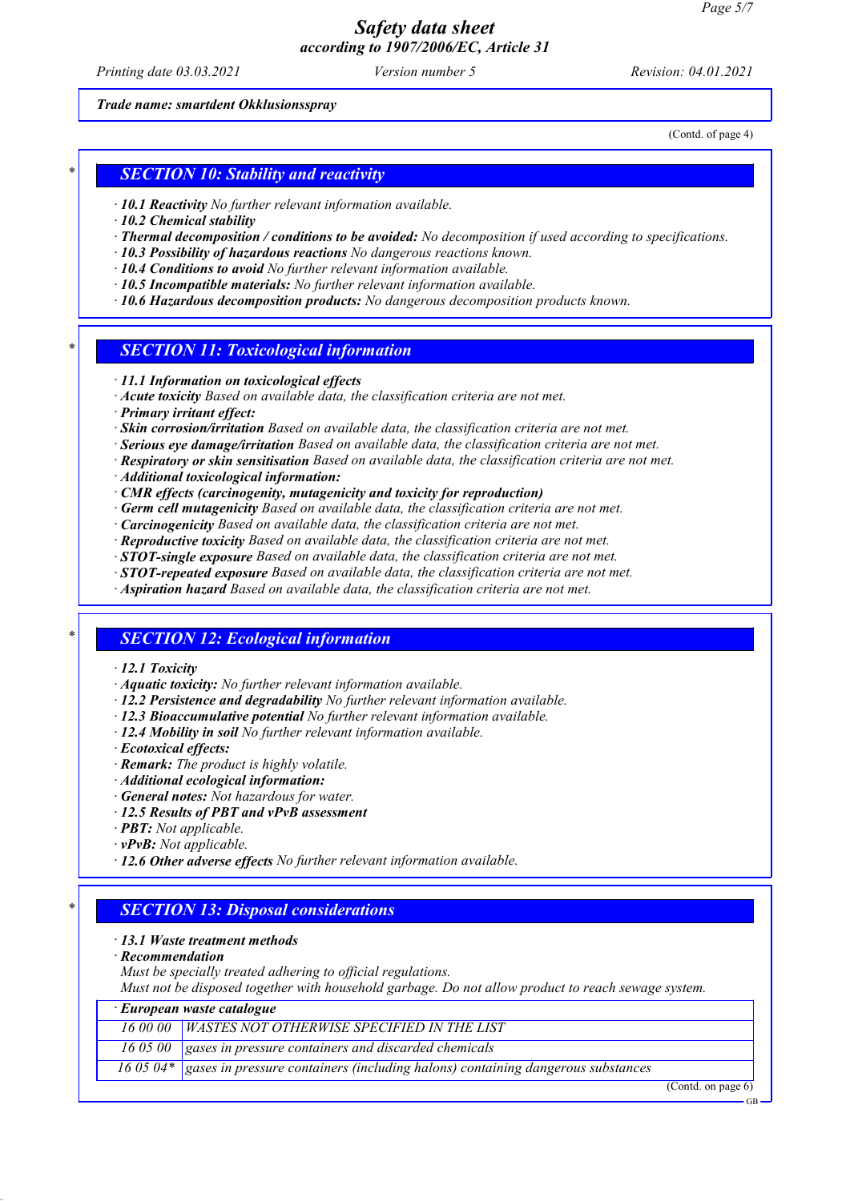Trade name: smartdent Okklusionsspray

(Contd. of page 4)

## SECTION 10: Stability and reactivity

- **10.1 Reactivity** No further relevant information available.
- **10.2 Chemical stability**
- **Thermal decomposition / conditions to be avoided:** No decomposition if used according to specifications.
- **10.3 Possibility of hazardous reactions** No dangerous reactions known.
- **10.4 Conditions to avoid** No further relevant information available.
- **10.5 Incompatible materials:** No further relevant information available.
- **10.6 Hazardous decomposition products:** No dangerous decomposition products known.

## SECTION 11: Toxicological information

- **11.1 Information on toxicological effects**
- **Acute toxicity** Based on available data, the classification criteria are not met.
- **Primary irritant effect:**
- **Skin corrosion/irritation** Based on available data, the classification criteria are not met.
- **Serious eye damage/irritation** Based on available data, the classification criteria are not met.
- **Respiratory or skin sensitisation** Based on available data, the classification criteria are not met.
- **Additional toxicological information:**
- **CMR effects (carcinogenity, mutagenicity and toxicity for reproduction)**
- **Germ cell mutagenicity** Based on available data, the classification criteria are not met.
- **Carcinogenicity** Based on available data, the classification criteria are not met.
- **Reproductive toxicity** Based on available data, the classification criteria are not met.
- **STOT-single exposure** Based on available data, the classification criteria are not met.
- **STOT-repeated exposure** Based on available data, the classification criteria are not met.
- **Aspiration hazard** Based on available data, the classification criteria are not met.

## SECTION 12: Ecological information

- **12.1 Toxicity**
- **Aquatic toxicity:** No further relevant information available.
- **12.2 Persistence and degradability** No further relevant information available.
- **12.3 Bioaccumulative potential** No further relevant information available.
- **12.4 Mobility in soil** No further relevant information available.
- **Ecotoxical effects:**
- **Remark:** The product is highly volatile.
- **Additional ecological information:**
- **General notes:** Not hazardous for water.
- **12.5 Results of PBT and vPvB assessment**
- **PBT:** Not applicable.
- **vPvB:** Not applicable.
- **12.6 Other adverse effects** No further relevant information available.

## SECTION 13: Disposal considerations

- **13.1 Waste treatment methods**
- **Recommendation**

  Must be specially treated adhering to official regulations.
  Must not be disposed together with household garbage. Do not allow product to reach sewage system.

| · European waste catalogue | |
|---|---|
| 16 00 00 | WASTES NOT OTHERWISE SPECIFIED IN THE LIST |
| 16 05 00 | gases in pressure containers and discarded chemicals |
| 16 05 04* | gases in pressure containers (including halons) containing dangerous substances |

(Contd. on page 6)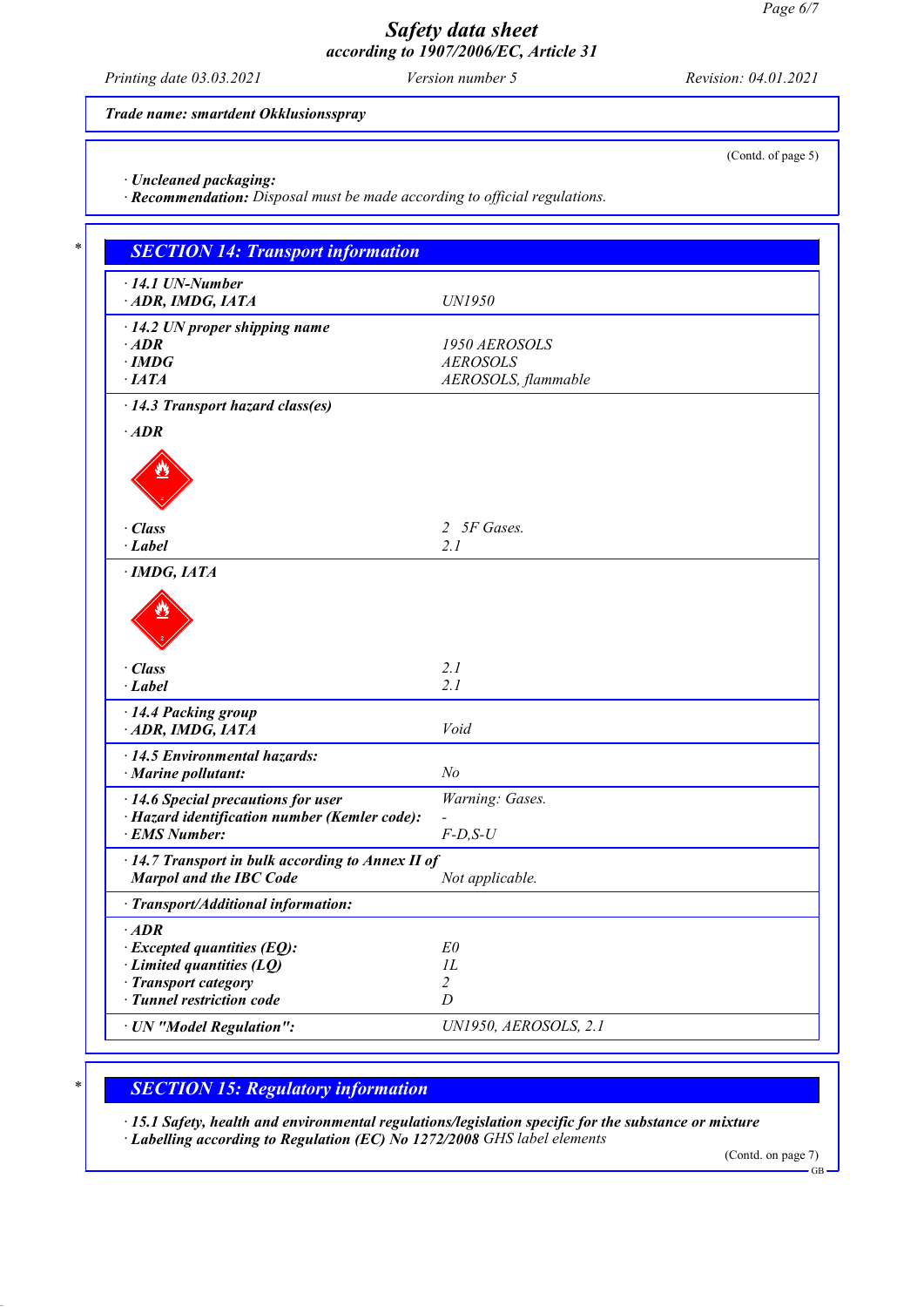**Trade name: smartdent Okklusionsspray**

(Contd. of page 5)

· **Uncleaned packaging:**
· **Recommendation:** Disposal must be made according to official regulations.

## SECTION 14: Transport information

| | |
|---|---|
| · **14.1 UN-Number** | |
| · **ADR, IMDG, IATA** | UN1950 |
| · **14.2 UN proper shipping name** | |
| · **ADR** | 1950 AEROSOLS |
| · **IMDG** | AEROSOLS |
| · **IATA** | AEROSOLS, flammable |
| · **14.3 Transport hazard class(es)** | |
| · **ADR** | |
| · **Class** | 2 5F Gases. |
| · **Label** | 2.1 |
| · **IMDG, IATA** | |
| · **Class** | 2.1 |
| · **Label** | 2.1 |
| · **14.4 Packing group** | |
| · **ADR, IMDG, IATA** | Void |
| · **14.5 Environmental hazards:** | |
| · **Marine pollutant:** | No |
| · **14.6 Special precautions for user** | Warning: Gases. |
| · **Hazard identification number (Kemler code):** | - |
| · **EMS Number:** | F-D,S-U |
| · **14.7 Transport in bulk according to Annex II of Marpol and the IBC Code** | Not applicable. |
| · **Transport/Additional information:** | |
| · **ADR** | |
| · **Excepted quantities (EQ):** | E0 |
| · **Limited quantities (LQ)** | 1L |
| · **Transport category** | 2 |
| · **Tunnel restriction code** | D |
| · **UN "Model Regulation":** | UN1950, AEROSOLS, 2.1 |

## SECTION 15: Regulatory information

· **15.1 Safety, health and environmental regulations/legislation specific for the substance or mixture**
· **Labelling according to Regulation (EC) No 1272/2008** GHS label elements

(Contd. on page 7)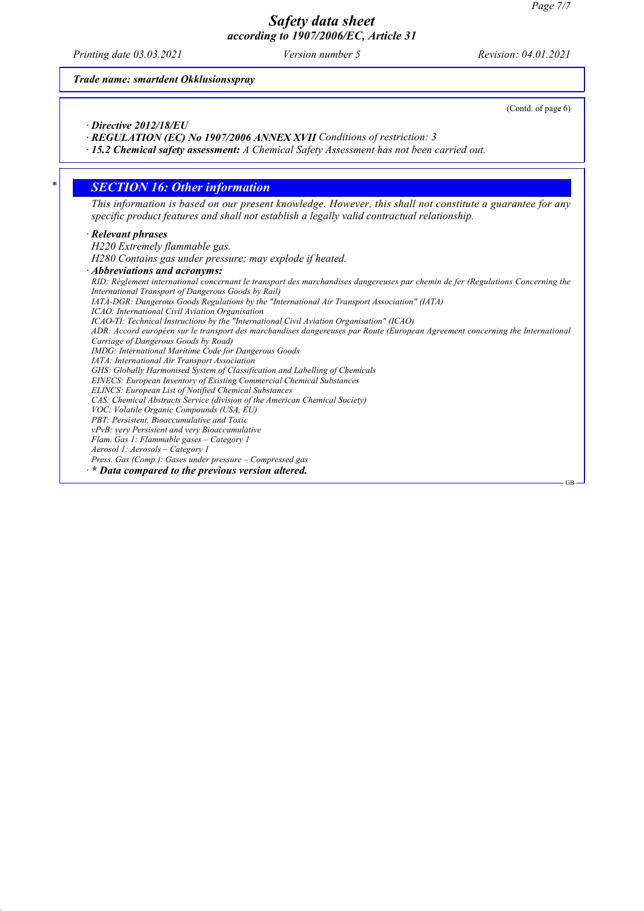*Trade name: smartdent Okklusionsspray*

(Contd. of page 6)

· ***Directive 2012/18/EU***
· ***REGULATION (EC) No 1907/2006 ANNEX XVII*** *Conditions of restriction: 3*
· ***15.2 Chemical safety assessment:*** *A Chemical Safety Assessment has not been carried out.*

## * SECTION 16: Other information

*This information is based on our present knowledge. However, this shall not constitute a guarantee for any specific product features and shall not establish a legally valid contractual relationship.*

· ***Relevant phrases***
*H220 Extremely flammable gas.*
*H280 Contains gas under pressure; may explode if heated.*
· ***Abbreviations and acronyms:***
*RID: Règlement international concernant le transport des marchandises dangereuses par chemin de fer (Regulations Concerning the International Transport of Dangerous Goods by Rail)*
*IATA-DGR: Dangerous Goods Regulations by the "International Air Transport Association" (IATA)*
*ICAO: International Civil Aviation Organisation*
*ICAO-TI: Technical Instructions by the "International Civil Aviation Organisation" (ICAO)*
*ADR: Accord européen sur le transport des marchandises dangereuses par Route (European Agreement concerning the International Carriage of Dangerous Goods by Road)*
*IMDG: International Maritime Code for Dangerous Goods*
*IATA: International Air Transport Association*
*GHS: Globally Harmonised System of Classification and Labelling of Chemicals*
*EINECS: European Inventory of Existing Commercial Chemical Substances*
*ELINCS: European List of Notified Chemical Substances*
*CAS: Chemical Abstracts Service (division of the American Chemical Society)*
*VOC: Volatile Organic Compounds (USA, EU)*
*PBT: Persistent, Bioaccumulative and Toxic*
*vPvB: very Persistent and very Bioaccumulative*
*Flam. Gas 1: Flammable gases – Category 1*
*Aerosol 1: Aerosols – Category 1*
*Press. Gas (Comp.): Gases under pressure – Compressed gas*
· ***\* Data compared to the previous version altered.***